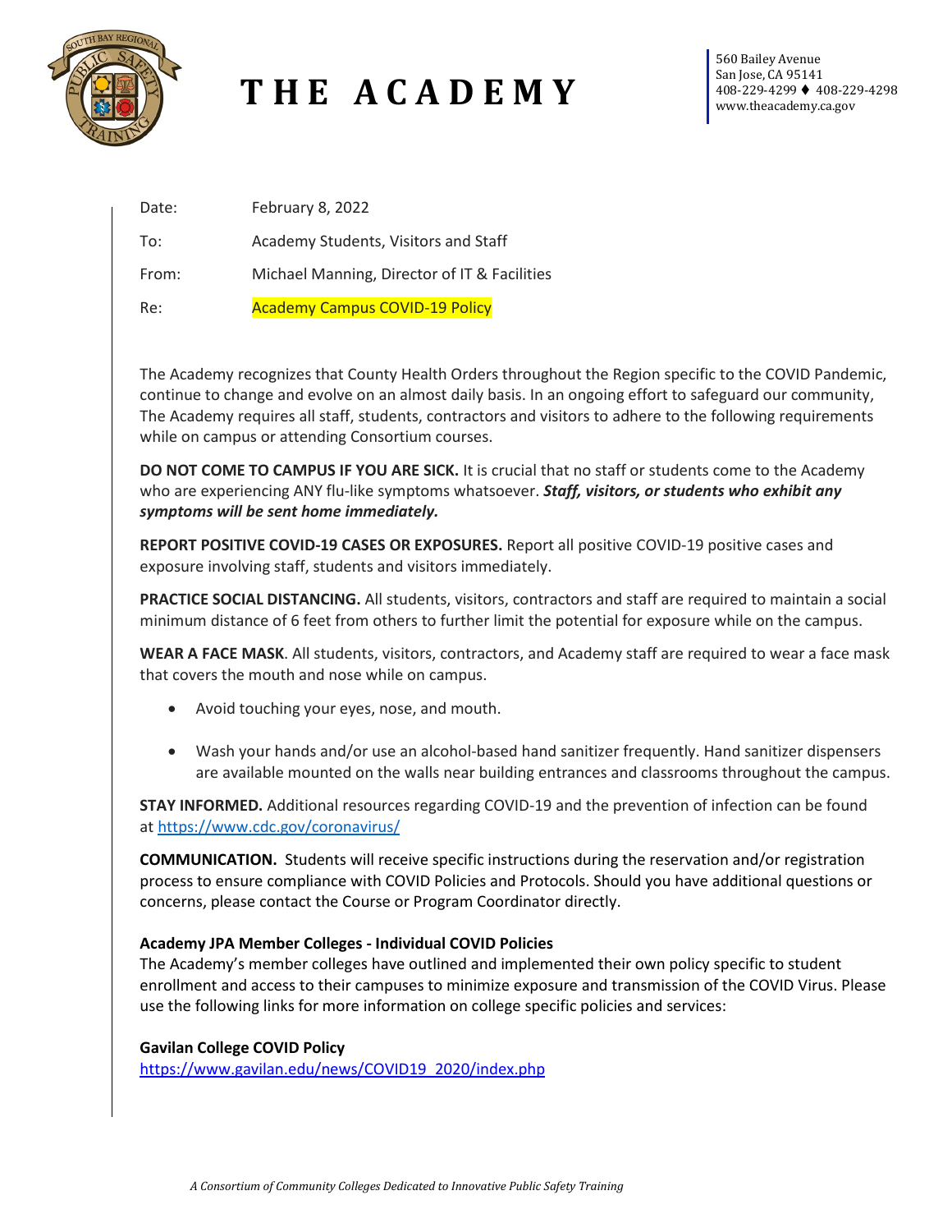# THE ACADEMY

560 Bailey Avenue
San Jose, CA 95141
408-229-4299 ♦ 408-229-4298
www.theacademy.ca.gov

Date: February 8, 2022

To: Academy Students, Visitors and Staff

From: Michael Manning, Director of IT & Facilities

Re: Academy Campus COVID-19 Policy

The Academy recognizes that County Health Orders throughout the Region specific to the COVID Pandemic, continue to change and evolve on an almost daily basis. In an ongoing effort to safeguard our community, The Academy requires all staff, students, contractors and visitors to adhere to the following requirements while on campus or attending Consortium courses.

**DO NOT COME TO CAMPUS IF YOU ARE SICK.** It is crucial that no staff or students come to the Academy who are experiencing ANY flu-like symptoms whatsoever. ***Staff, visitors, or students who exhibit any symptoms will be sent home immediately.***

**REPORT POSITIVE COVID-19 CASES OR EXPOSURES.** Report all positive COVID-19 positive cases and exposure involving staff, students and visitors immediately.

**PRACTICE SOCIAL DISTANCING.** All students, visitors, contractors and staff are required to maintain a social minimum distance of 6 feet from others to further limit the potential for exposure while on the campus.

**WEAR A FACE MASK**. All students, visitors, contractors, and Academy staff are required to wear a face mask that covers the mouth and nose while on campus.

- Avoid touching your eyes, nose, and mouth.
- Wash your hands and/or use an alcohol-based hand sanitizer frequently. Hand sanitizer dispensers are available mounted on the walls near building entrances and classrooms throughout the campus.

**STAY INFORMED.** Additional resources regarding COVID-19 and the prevention of infection can be found at https://www.cdc.gov/coronavirus/

**COMMUNICATION.** Students will receive specific instructions during the reservation and/or registration process to ensure compliance with COVID Policies and Protocols. Should you have additional questions or concerns, please contact the Course or Program Coordinator directly.

**Academy JPA Member Colleges - Individual COVID Policies**
The Academy's member colleges have outlined and implemented their own policy specific to student enrollment and access to their campuses to minimize exposure and transmission of the COVID Virus. Please use the following links for more information on college specific policies and services:

**Gavilan College COVID Policy**
https://www.gavilan.edu/news/COVID19_2020/index.php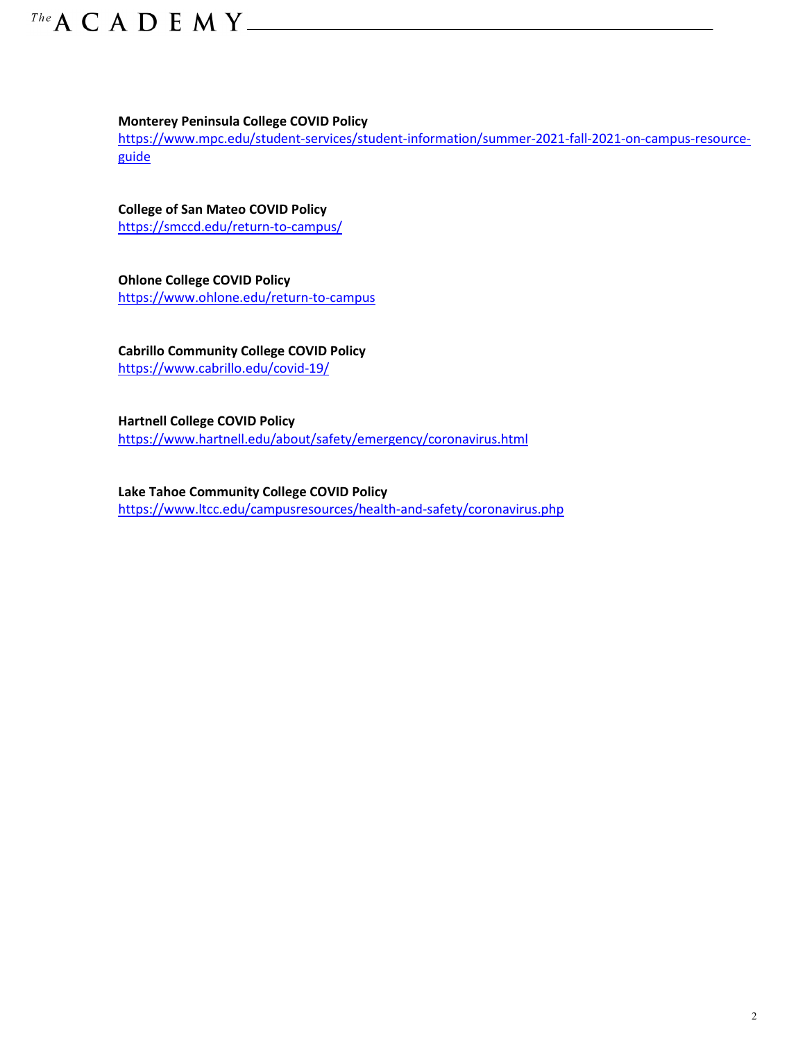**Monterey Peninsula College COVID Policy**
https://www.mpc.edu/student-services/student-information/summer-2021-fall-2021-on-campus-resource-guide

**College of San Mateo COVID Policy**
https://smccd.edu/return-to-campus/

**Ohlone College COVID Policy**
https://www.ohlone.edu/return-to-campus

**Cabrillo Community College COVID Policy**
https://www.cabrillo.edu/covid-19/

**Hartnell College COVID Policy**
https://www.hartnell.edu/about/safety/emergency/coronavirus.html

**Lake Tahoe Community College COVID Policy**
https://www.ltcc.edu/campusresources/health-and-safety/coronavirus.php